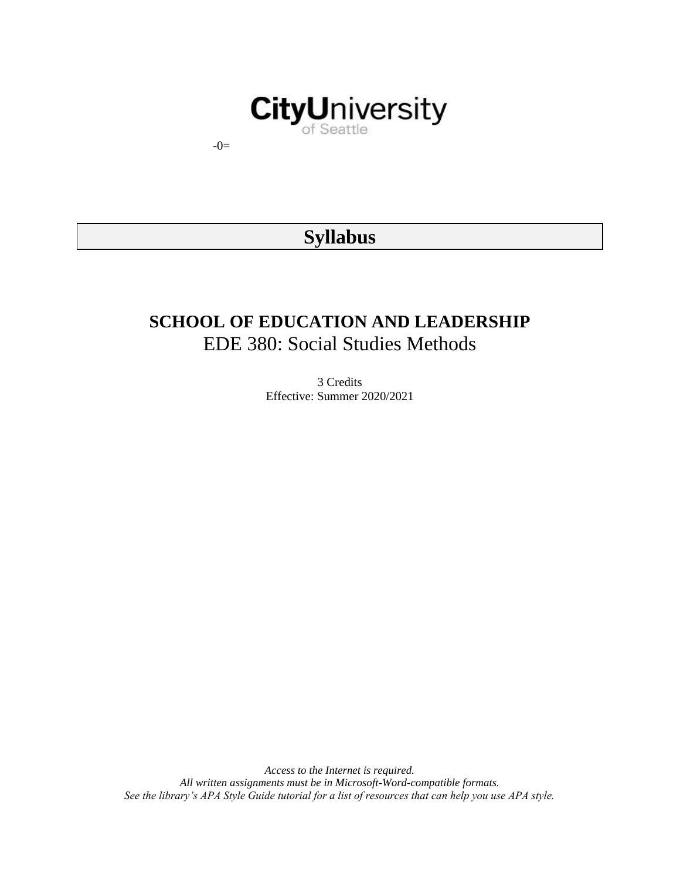CityUniversity of Seattle

-0=

# Syllabus

## SCHOOL OF EDUCATION AND LEADERSHIP

EDE 380: Social Studies Methods

3 Credits
Effective: Summer 2020/2021

*Access to the Internet is required.*
*All written assignments must be in Microsoft-Word-compatible formats.*
*See the library's APA Style Guide tutorial for a list of resources that can help you use APA style.*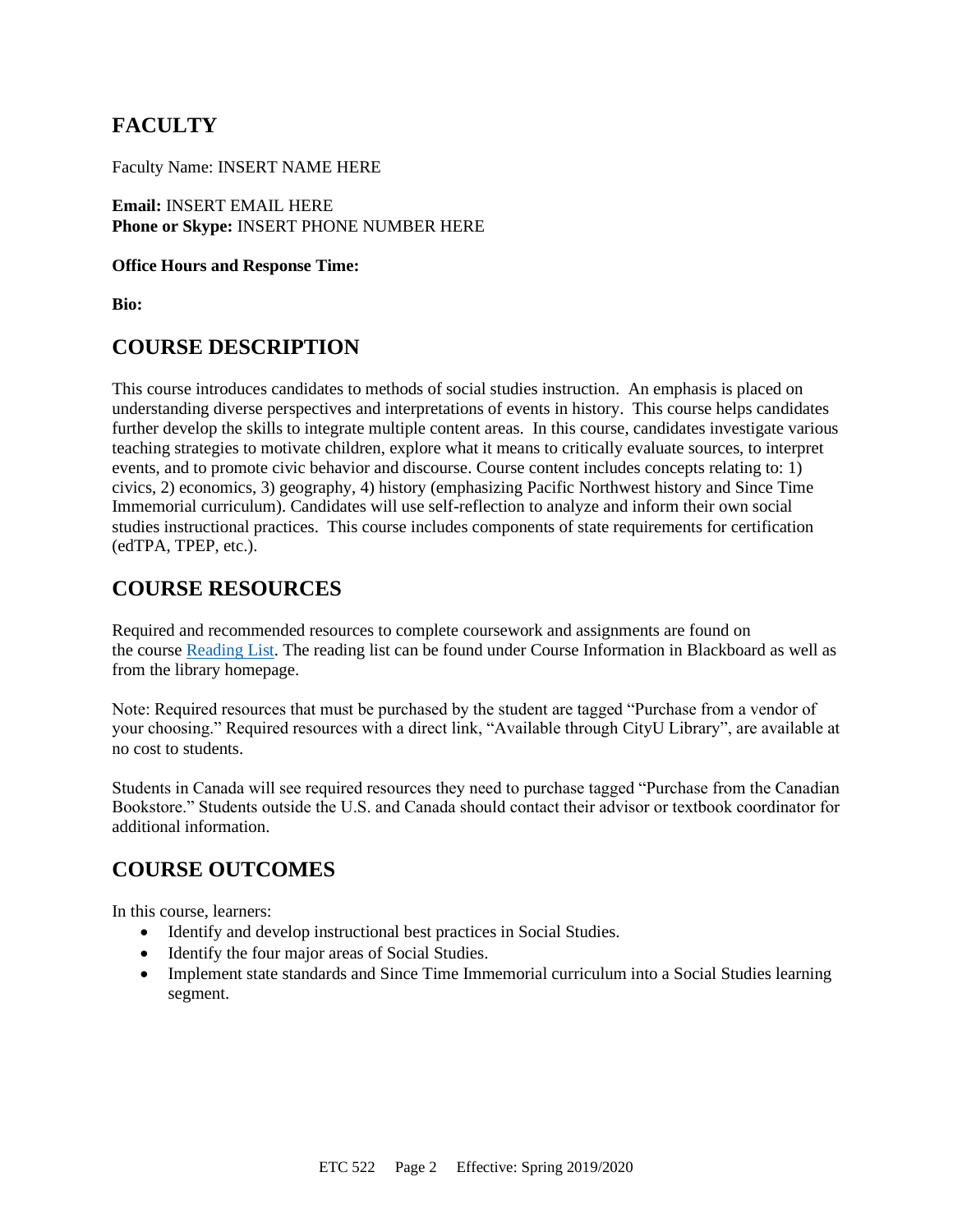## FACULTY

Faculty Name: INSERT NAME HERE

**Email:** INSERT EMAIL HERE
**Phone or Skype:** INSERT PHONE NUMBER HERE

**Office Hours and Response Time:**

**Bio:**

## COURSE DESCRIPTION

This course introduces candidates to methods of social studies instruction. An emphasis is placed on understanding diverse perspectives and interpretations of events in history. This course helps candidates further develop the skills to integrate multiple content areas. In this course, candidates investigate various teaching strategies to motivate children, explore what it means to critically evaluate sources, to interpret events, and to promote civic behavior and discourse. Course content includes concepts relating to: 1) civics, 2) economics, 3) geography, 4) history (emphasizing Pacific Northwest history and Since Time Immemorial curriculum). Candidates will use self-reflection to analyze and inform their own social studies instructional practices. This course includes components of state requirements for certification (edTPA, TPEP, etc.).

## COURSE RESOURCES

Required and recommended resources to complete coursework and assignments are found on the course [Reading List](). The reading list can be found under Course Information in Blackboard as well as from the library homepage.

Note: Required resources that must be purchased by the student are tagged "Purchase from a vendor of your choosing." Required resources with a direct link, "Available through CityU Library", are available at no cost to students.

Students in Canada will see required resources they need to purchase tagged "Purchase from the Canadian Bookstore." Students outside the U.S. and Canada should contact their advisor or textbook coordinator for additional information.

## COURSE OUTCOMES

In this course, learners:

- Identify and develop instructional best practices in Social Studies.
- Identify the four major areas of Social Studies.
- Implement state standards and Since Time Immemorial curriculum into a Social Studies learning segment.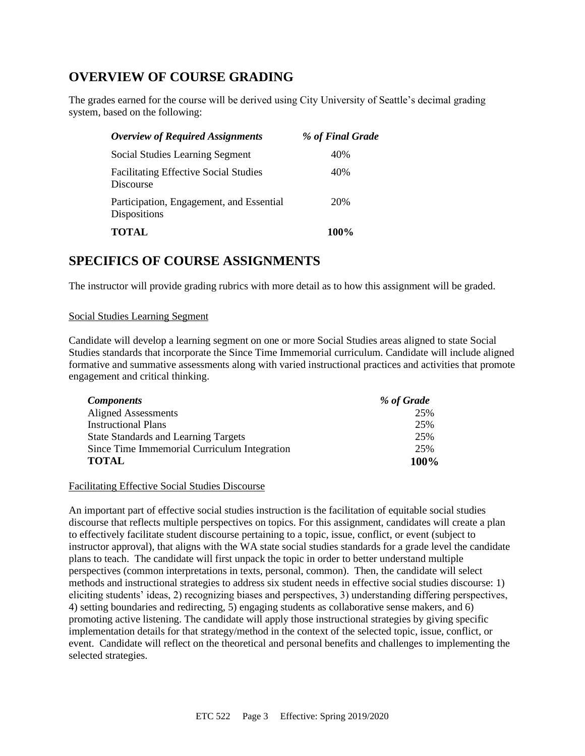## OVERVIEW OF COURSE GRADING

The grades earned for the course will be derived using City University of Seattle's decimal grading system, based on the following:

| *Overview of Required Assignments* | *% of Final Grade* |
| --- | --- |
| Social Studies Learning Segment | 40% |
| Facilitating Effective Social Studies Discourse | 40% |
| Participation, Engagement, and Essential Dispositions | 20% |
| **TOTAL** | **100%** |

## SPECIFICS OF COURSE ASSIGNMENTS

The instructor will provide grading rubrics with more detail as to how this assignment will be graded.

### Social Studies Learning Segment

Candidate will develop a learning segment on one or more Social Studies areas aligned to state Social Studies standards that incorporate the Since Time Immemorial curriculum. Candidate will include aligned formative and summative assessments along with varied instructional practices and activities that promote engagement and critical thinking.

| *Components* | *% of Grade* |
| --- | --- |
| Aligned Assessments | 25% |
| Instructional Plans | 25% |
| State Standards and Learning Targets | 25% |
| Since Time Immemorial Curriculum Integration | 25% |
| **TOTAL** | **100%** |

### Facilitating Effective Social Studies Discourse

An important part of effective social studies instruction is the facilitation of equitable social studies discourse that reflects multiple perspectives on topics. For this assignment, candidates will create a plan to effectively facilitate student discourse pertaining to a topic, issue, conflict, or event (subject to instructor approval), that aligns with the WA state social studies standards for a grade level the candidate plans to teach. The candidate will first unpack the topic in order to better understand multiple perspectives (common interpretations in texts, personal, common). Then, the candidate will select methods and instructional strategies to address six student needs in effective social studies discourse: 1) eliciting students' ideas, 2) recognizing biases and perspectives, 3) understanding differing perspectives, 4) setting boundaries and redirecting, 5) engaging students as collaborative sense makers, and 6) promoting active listening. The candidate will apply those instructional strategies by giving specific implementation details for that strategy/method in the context of the selected topic, issue, conflict, or event. Candidate will reflect on the theoretical and personal benefits and challenges to implementing the selected strategies.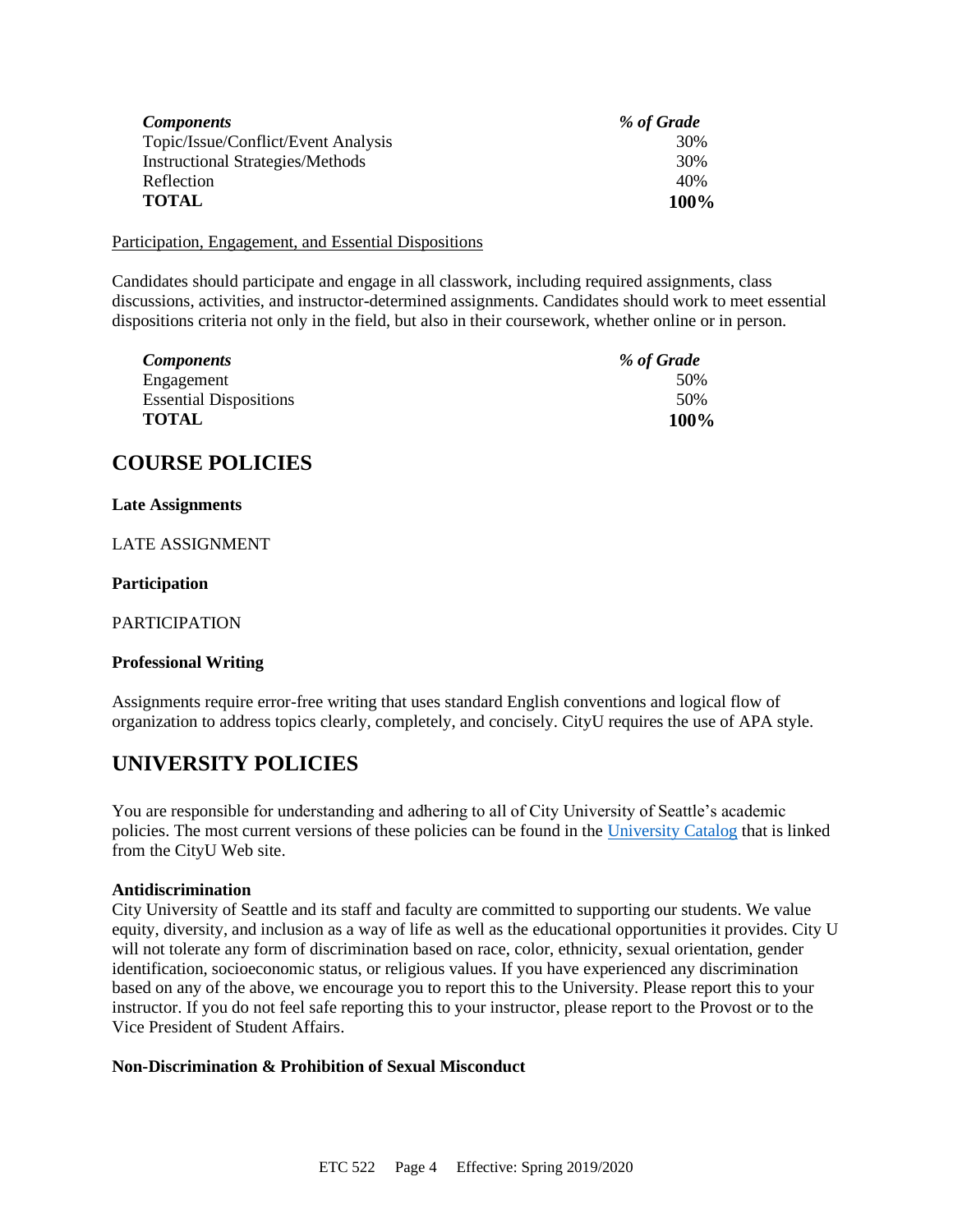| *Components* | *% of Grade* |
|---|---|
| Topic/Issue/Conflict/Event Analysis | 30% |
| Instructional Strategies/Methods | 30% |
| Reflection | 40% |
| **TOTAL** | **100%** |

Participation, Engagement, and Essential Dispositions

Candidates should participate and engage in all classwork, including required assignments, class discussions, activities, and instructor-determined assignments. Candidates should work to meet essential dispositions criteria not only in the field, but also in their coursework, whether online or in person.

| *Components* | *% of Grade* |
|---|---|
| Engagement | 50% |
| Essential Dispositions | 50% |
| **TOTAL** | **100%** |

# COURSE POLICIES

**Late Assignments**

LATE ASSIGNMENT

**Participation**

PARTICIPATION

**Professional Writing**

Assignments require error-free writing that uses standard English conventions and logical flow of organization to address topics clearly, completely, and concisely. CityU requires the use of APA style.

# UNIVERSITY POLICIES

You are responsible for understanding and adhering to all of City University of Seattle's academic policies. The most current versions of these policies can be found in the University Catalog that is linked from the CityU Web site.

**Antidiscrimination**

City University of Seattle and its staff and faculty are committed to supporting our students. We value equity, diversity, and inclusion as a way of life as well as the educational opportunities it provides. City U will not tolerate any form of discrimination based on race, color, ethnicity, sexual orientation, gender identification, socioeconomic status, or religious values. If you have experienced any discrimination based on any of the above, we encourage you to report this to the University. Please report this to your instructor. If you do not feel safe reporting this to your instructor, please report to the Provost or to the Vice President of Student Affairs.

**Non-Discrimination & Prohibition of Sexual Misconduct**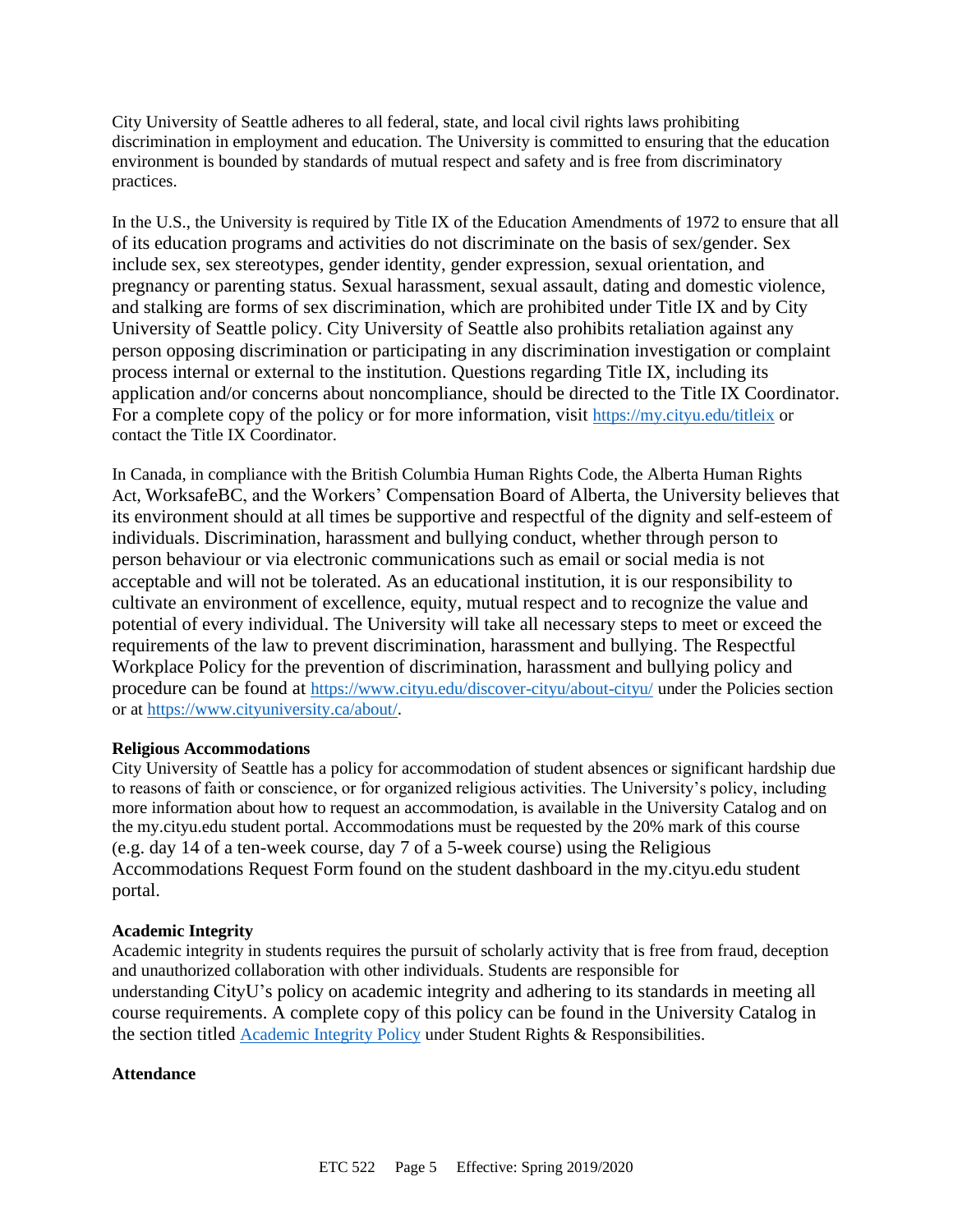City University of Seattle adheres to all federal, state, and local civil rights laws prohibiting discrimination in employment and education. The University is committed to ensuring that the education environment is bounded by standards of mutual respect and safety and is free from discriminatory practices.

In the U.S., the University is required by Title IX of the Education Amendments of 1972 to ensure that all of its education programs and activities do not discriminate on the basis of sex/gender. Sex include sex, sex stereotypes, gender identity, gender expression, sexual orientation, and pregnancy or parenting status. Sexual harassment, sexual assault, dating and domestic violence, and stalking are forms of sex discrimination, which are prohibited under Title IX and by City University of Seattle policy. City University of Seattle also prohibits retaliation against any person opposing discrimination or participating in any discrimination investigation or complaint process internal or external to the institution. Questions regarding Title IX, including its application and/or concerns about noncompliance, should be directed to the Title IX Coordinator. For a complete copy of the policy or for more information, visit https://my.cityu.edu/titleix or contact the Title IX Coordinator.

In Canada, in compliance with the British Columbia Human Rights Code, the Alberta Human Rights Act, WorksafeBC, and the Workers' Compensation Board of Alberta, the University believes that its environment should at all times be supportive and respectful of the dignity and self-esteem of individuals. Discrimination, harassment and bullying conduct, whether through person to person behaviour or via electronic communications such as email or social media is not acceptable and will not be tolerated. As an educational institution, it is our responsibility to cultivate an environment of excellence, equity, mutual respect and to recognize the value and potential of every individual. The University will take all necessary steps to meet or exceed the requirements of the law to prevent discrimination, harassment and bullying. The Respectful Workplace Policy for the prevention of discrimination, harassment and bullying policy and procedure can be found at https://www.cityu.edu/discover-cityu/about-cityu/ under the Policies section or at https://www.cityuniversity.ca/about/.

**Religious Accommodations**

City University of Seattle has a policy for accommodation of student absences or significant hardship due to reasons of faith or conscience, or for organized religious activities. The University's policy, including more information about how to request an accommodation, is available in the University Catalog and on the my.cityu.edu student portal. Accommodations must be requested by the 20% mark of this course (e.g. day 14 of a ten-week course, day 7 of a 5-week course) using the Religious Accommodations Request Form found on the student dashboard in the my.cityu.edu student portal.

**Academic Integrity**

Academic integrity in students requires the pursuit of scholarly activity that is free from fraud, deception and unauthorized collaboration with other individuals. Students are responsible for understanding CityU's policy on academic integrity and adhering to its standards in meeting all course requirements. A complete copy of this policy can be found in the University Catalog in the section titled Academic Integrity Policy under Student Rights & Responsibilities.

**Attendance**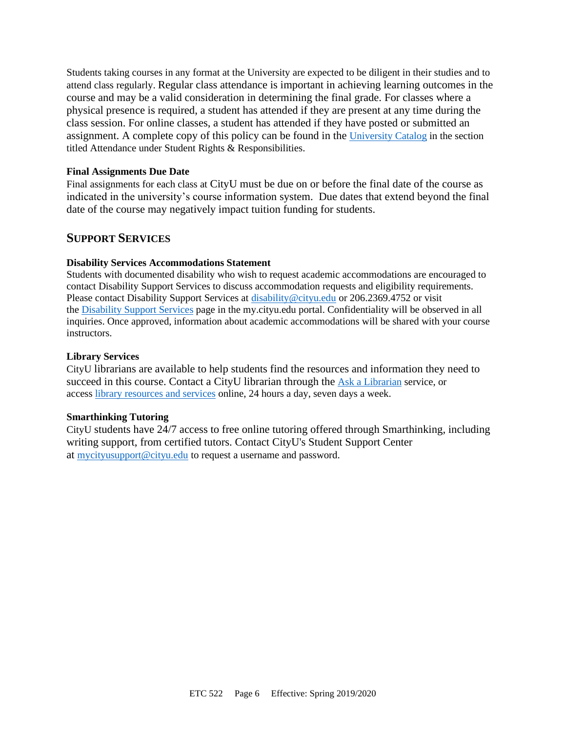Students taking courses in any format at the University are expected to be diligent in their studies and to attend class regularly. Regular class attendance is important in achieving learning outcomes in the course and may be a valid consideration in determining the final grade. For classes where a physical presence is required, a student has attended if they are present at any time during the class session. For online classes, a student has attended if they have posted or submitted an assignment. A complete copy of this policy can be found in the [University Catalog](#) in the section titled Attendance under Student Rights & Responsibilities.

**Final Assignments Due Date**

Final assignments for each class at CityU must be due on or before the final date of the course as indicated in the university's course information system. Due dates that extend beyond the final date of the course may negatively impact tuition funding for students.

## SUPPORT SERVICES

**Disability Services Accommodations Statement**

Students with documented disability who wish to request academic accommodations are encouraged to contact Disability Support Services to discuss accommodation requests and eligibility requirements. Please contact Disability Support Services at [disability@cityu.edu](mailto:disability@cityu.edu) or 206.2369.4752 or visit the [Disability Support Services](#) page in the my.cityu.edu portal. Confidentiality will be observed in all inquiries. Once approved, information about academic accommodations will be shared with your course instructors.

**Library Services**

CityU librarians are available to help students find the resources and information they need to succeed in this course. Contact a CityU librarian through the [Ask a Librarian](#) service, or access [library resources and services](#) online, 24 hours a day, seven days a week.

**Smarthinking Tutoring**

CityU students have 24/7 access to free online tutoring offered through Smarthinking, including writing support, from certified tutors. Contact CityU's Student Support Center at [mycityusupport@cityu.edu](mailto:mycityusupport@cityu.edu) to request a username and password.